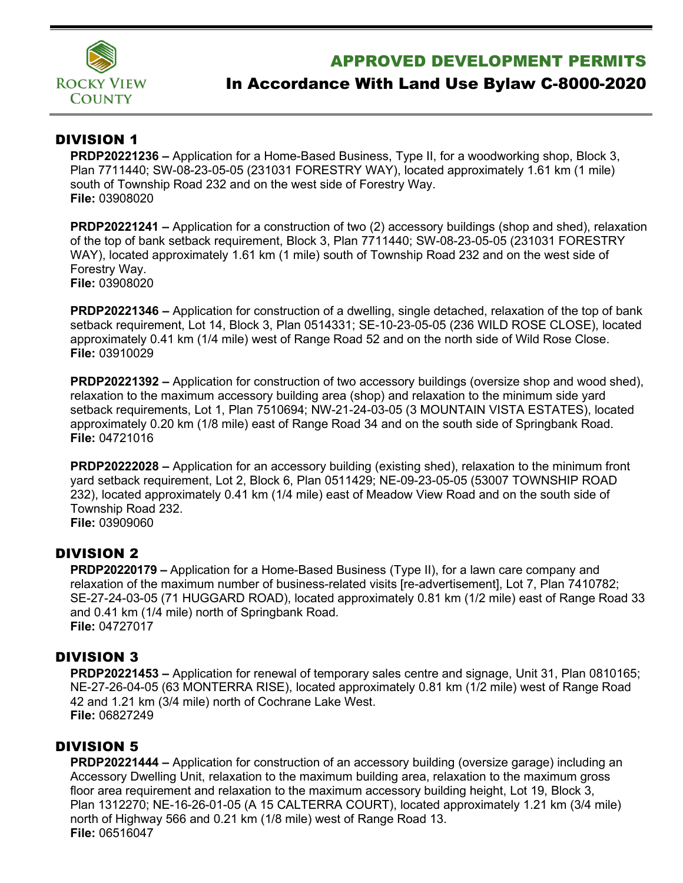Rocky View County

# APPROVED DEVELOPMENT PERMITS

## In Accordance With Land Use Bylaw C-8000-2020

### DIVISION 1

**PRDP20221236 –** Application for a Home-Based Business, Type II, for a woodworking shop, Block 3, Plan 7711440; SW-08-23-05-05 (231031 FORESTRY WAY), located approximately 1.61 km (1 mile) south of Township Road 232 and on the west side of Forestry Way.
**File:** 03908020

**PRDP20221241 –** Application for a construction of two (2) accessory buildings (shop and shed), relaxation of the top of bank setback requirement, Block 3, Plan 7711440; SW-08-23-05-05 (231031 FORESTRY WAY), located approximately 1.61 km (1 mile) south of Township Road 232 and on the west side of Forestry Way.
**File:** 03908020

**PRDP20221346 –** Application for construction of a dwelling, single detached, relaxation of the top of bank setback requirement, Lot 14, Block 3, Plan 0514331; SE-10-23-05-05 (236 WILD ROSE CLOSE), located approximately 0.41 km (1/4 mile) west of Range Road 52 and on the north side of Wild Rose Close.
**File:** 03910029

**PRDP20221392 –** Application for construction of two accessory buildings (oversize shop and wood shed), relaxation to the maximum accessory building area (shop) and relaxation to the minimum side yard setback requirements, Lot 1, Plan 7510694; NW-21-24-03-05 (3 MOUNTAIN VISTA ESTATES), located approximately 0.20 km (1/8 mile) east of Range Road 34 and on the south side of Springbank Road.
**File:** 04721016

**PRDP20222028 –** Application for an accessory building (existing shed), relaxation to the minimum front yard setback requirement, Lot 2, Block 6, Plan 0511429; NE-09-23-05-05 (53007 TOWNSHIP ROAD 232), located approximately 0.41 km (1/4 mile) east of Meadow View Road and on the south side of Township Road 232.
**File:** 03909060

### DIVISION 2

**PRDP20220179 –** Application for a Home-Based Business (Type II), for a lawn care company and relaxation of the maximum number of business-related visits [re-advertisement], Lot 7, Plan 7410782; SE-27-24-03-05 (71 HUGGARD ROAD), located approximately 0.81 km (1/2 mile) east of Range Road 33 and 0.41 km (1/4 mile) north of Springbank Road.
**File:** 04727017

### DIVISION 3

**PRDP20221453 –** Application for renewal of temporary sales centre and signage, Unit 31, Plan 0810165; NE-27-26-04-05 (63 MONTERRA RISE), located approximately 0.81 km (1/2 mile) west of Range Road 42 and 1.21 km (3/4 mile) north of Cochrane Lake West.
**File:** 06827249

### DIVISION 5

**PRDP20221444 –** Application for construction of an accessory building (oversize garage) including an Accessory Dwelling Unit, relaxation to the maximum building area, relaxation to the maximum gross floor area requirement and relaxation to the maximum accessory building height, Lot 19, Block 3, Plan 1312270; NE-16-26-01-05 (A 15 CALTERRA COURT), located approximately 1.21 km (3/4 mile) north of Highway 566 and 0.21 km (1/8 mile) west of Range Road 13.
**File:** 06516047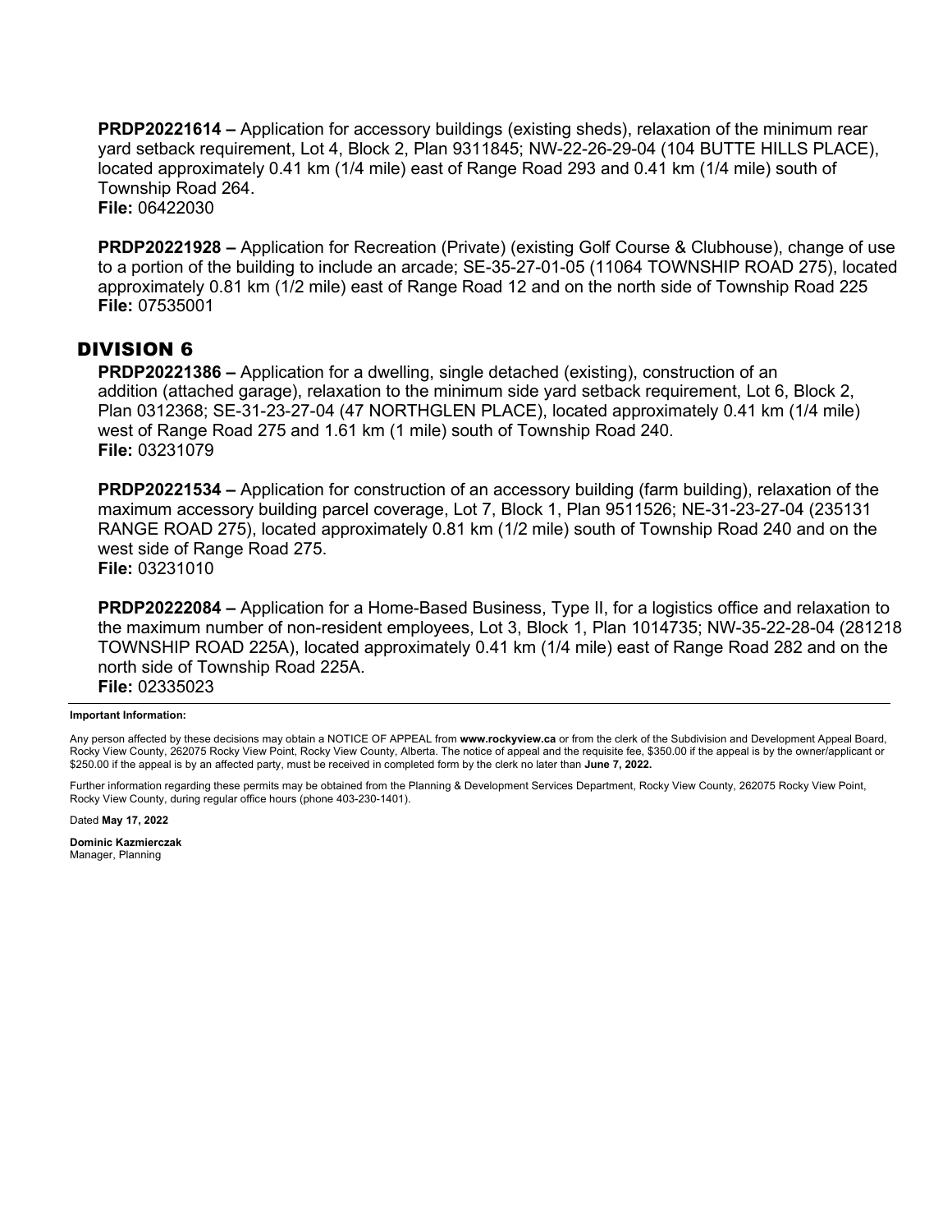**PRDP20221614 –** Application for accessory buildings (existing sheds), relaxation of the minimum rear yard setback requirement, Lot 4, Block 2, Plan 9311845; NW-22-26-29-04 (104 BUTTE HILLS PLACE), located approximately 0.41 km (1/4 mile) east of Range Road 293 and 0.41 km (1/4 mile) south of Township Road 264.
**File:** 06422030

**PRDP20221928 –** Application for Recreation (Private) (existing Golf Course & Clubhouse), change of use to a portion of the building to include an arcade; SE-35-27-01-05 (11064 TOWNSHIP ROAD 275), located approximately 0.81 km (1/2 mile) east of Range Road 12 and on the north side of Township Road 225
**File:** 07535001

## DIVISION 6

**PRDP20221386 –** Application for a dwelling, single detached (existing), construction of an addition (attached garage), relaxation to the minimum side yard setback requirement, Lot 6, Block 2, Plan 0312368; SE-31-23-27-04 (47 NORTHGLEN PLACE), located approximately 0.41 km (1/4 mile) west of Range Road 275 and 1.61 km (1 mile) south of Township Road 240.
**File:** 03231079

**PRDP20221534 –** Application for construction of an accessory building (farm building), relaxation of the maximum accessory building parcel coverage, Lot 7, Block 1, Plan 9511526; NE-31-23-27-04 (235131 RANGE ROAD 275), located approximately 0.81 km (1/2 mile) south of Township Road 240 and on the west side of Range Road 275.
**File:** 03231010

**PRDP20222084 –** Application for a Home-Based Business, Type II, for a logistics office and relaxation to the maximum number of non-resident employees, Lot 3, Block 1, Plan 1014735; NW-35-22-28-04 (281218 TOWNSHIP ROAD 225A), located approximately 0.41 km (1/4 mile) east of Range Road 282 and on the north side of Township Road 225A.
**File:** 02335023

---

**Important Information:**

Any person affected by these decisions may obtain a NOTICE OF APPEAL from **www.rockyview.ca** or from the clerk of the Subdivision and Development Appeal Board, Rocky View County, 262075 Rocky View Point, Rocky View County, Alberta. The notice of appeal and the requisite fee, $350.00 if the appeal is by the owner/applicant or $250.00 if the appeal is by an affected party, must be received in completed form by the clerk no later than **June 7, 2022.**

Further information regarding these permits may be obtained from the Planning & Development Services Department, Rocky View County, 262075 Rocky View Point, Rocky View County, during regular office hours (phone 403-230-1401).

Dated **May 17, 2022**

**Dominic Kazmierczak**
Manager, Planning